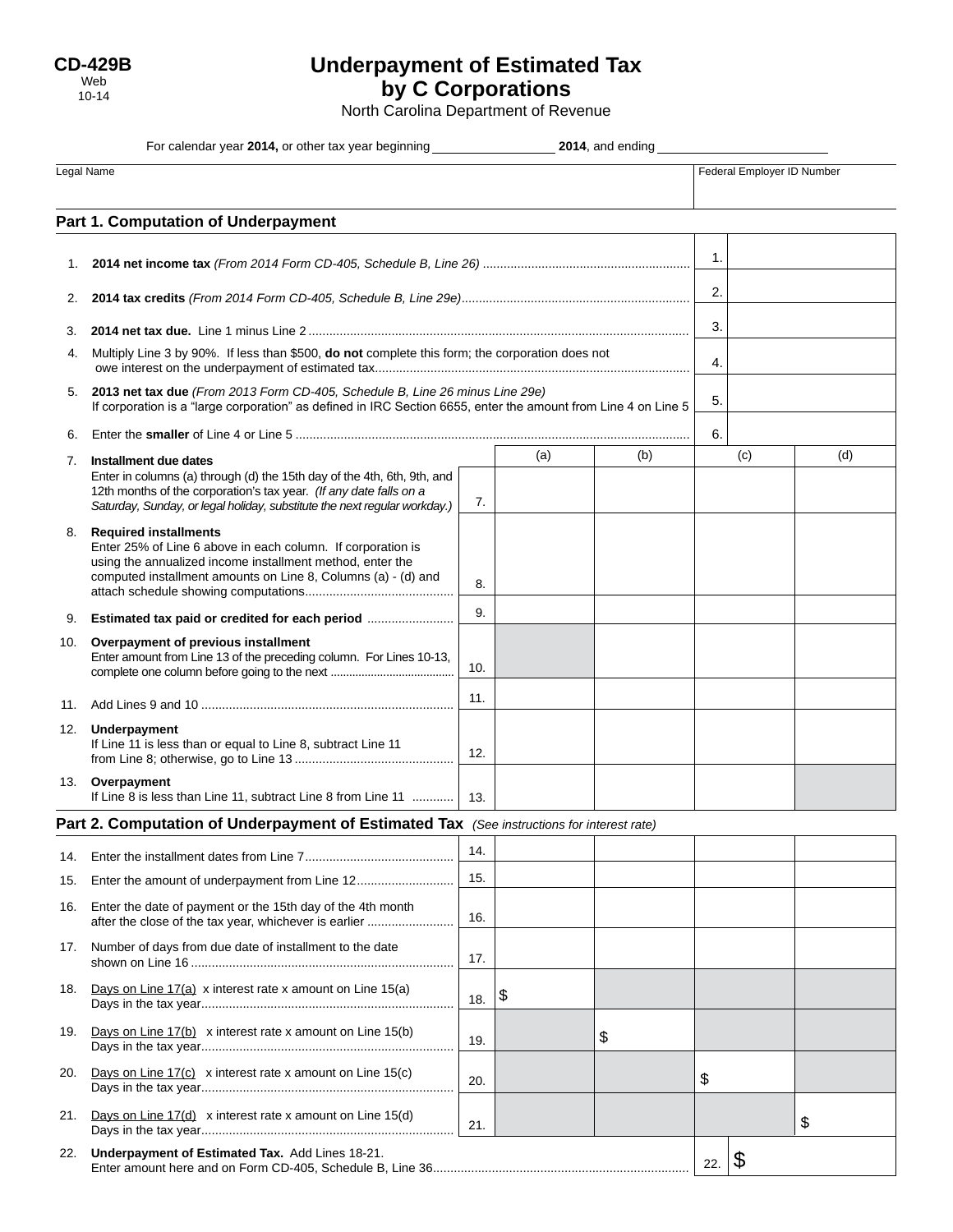**CD-429B**
Web
10-14

# Underpayment of Estimated Tax by C Corporations

North Carolina Department of Revenue

For calendar year **2014,** or other tax year beginning ________________ **2014**, and ending ________________________

| Legal Name | Federal Employer ID Number |
|---|---|
| | |

## Part 1. Computation of Underpayment

| | | | |
|---|---|---|---|
| 1. | **2014 net income tax** *(From 2014 Form CD-405, Schedule B, Line 26)* | 1. | |
| 2. | **2014 tax credits** *(From 2014 Form CD-405, Schedule B, Line 29e)* | 2. | |
| 3. | **2014 net tax due.** Line 1 minus Line 2 | 3. | |
| 4. | Multiply Line 3 by 90%. If less than $500, **do not** complete this form; the corporation does not owe interest on the underpayment of estimated tax | 4. | |
| 5. | **2013 net tax due** *(From 2013 Form CD-405, Schedule B, Line 26 minus Line 29e)* If corporation is a "large corporation" as defined in IRC Section 6655, enter the amount from Line 4 on Line 5 | 5. | |
| 6. | Enter the **smaller** of Line 4 or Line 5 | 6. | |

| | | | (a) | (b) | (c) | (d) |
|---|---|---|---|---|---|---|
| 7. | **Installment due dates** Enter in columns (a) through (d) the 15th day of the 4th, 6th, 9th, and 12th months of the corporation's tax year. *(If any date falls on a Saturday, Sunday, or legal holiday, substitute the next regular workday.)* | 7. | | | | |
| 8. | **Required installments** Enter 25% of Line 6 above in each column. If corporation is using the annualized income installment method, enter the computed installment amounts on Line 8, Columns (a) - (d) and attach schedule showing computations | 8. | | | | |
| 9. | **Estimated tax paid or credited for each period** | 9. | | | | |
| 10. | **Overpayment of previous installment** Enter amount from Line 13 of the preceding column. For Lines 10-13, complete one column before going to the next | 10. | | | | |
| 11. | Add Lines 9 and 10 | 11. | | | | |
| 12. | **Underpayment** If Line 11 is less than or equal to Line 8, subtract Line 11 from Line 8; otherwise, go to Line 13 | 12. | | | | |
| 13. | **Overpayment** If Line 8 is less than Line 11, subtract Line 8 from Line 11 | 13. | | | | |

## Part 2. Computation of Underpayment of Estimated Tax *(See instructions for interest rate)*

| | | | (a) | (b) | (c) | (d) |
|---|---|---|---|---|---|---|
| 14. | Enter the installment dates from Line 7 | 14. | | | | |
| 15. | Enter the amount of underpayment from Line 12 | 15. | | | | |
| 16. | Enter the date of payment or the 15th day of the 4th month after the close of the tax year, whichever is earlier | 16. | | | | |
| 17. | Number of days from due date of installment to the date shown on Line 16 | 17. | | | | |
| 18. | Days on Line 17(a) x interest rate x amount on Line 15(a) / Days in the tax year | 18. | $ | | | |
| 19. | Days on Line 17(b) x interest rate x amount on Line 15(b) / Days in the tax year | 19. | | $ | | |
| 20. | Days on Line 17(c) x interest rate x amount on Line 15(c) / Days in the tax year | 20. | | | $ | |
| 21. | Days on Line 17(d) x interest rate x amount on Line 15(d) / Days in the tax year | 21. | | | | $ |

| | | | |
|---|---|---|---|
| 22. | **Underpayment of Estimated Tax.** Add Lines 18-21. Enter amount here and on Form CD-405, Schedule B, Line 36 | 22. | $ |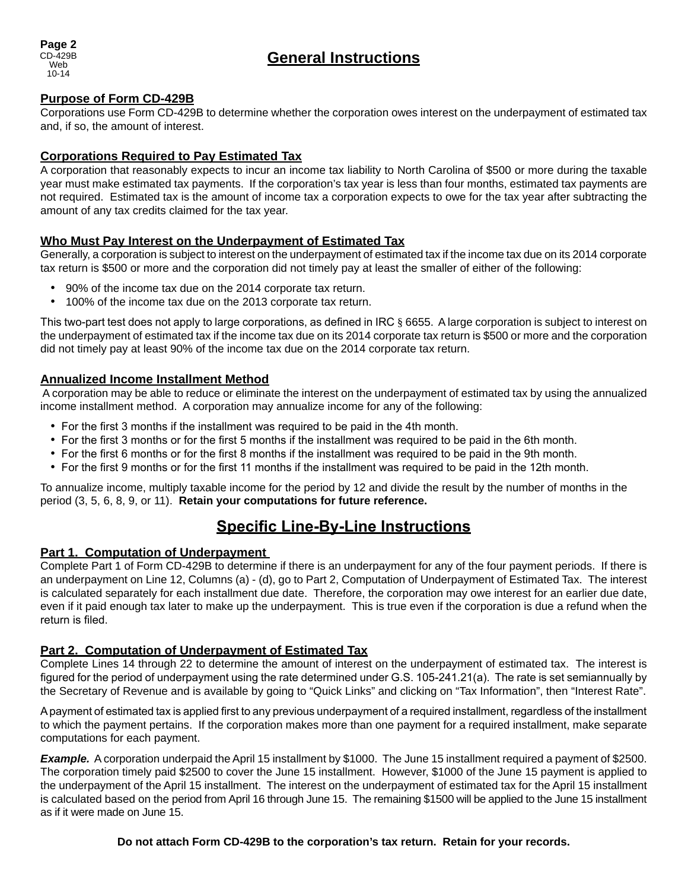# General Instructions

## Purpose of Form CD-429B

Corporations use Form CD-429B to determine whether the corporation owes interest on the underpayment of estimated tax and, if so, the amount of interest.

## Corporations Required to Pay Estimated Tax

A corporation that reasonably expects to incur an income tax liability to North Carolina of $500 or more during the taxable year must make estimated tax payments. If the corporation's tax year is less than four months, estimated tax payments are not required. Estimated tax is the amount of income tax a corporation expects to owe for the tax year after subtracting the amount of any tax credits claimed for the tax year.

## Who Must Pay Interest on the Underpayment of Estimated Tax

Generally, a corporation is subject to interest on the underpayment of estimated tax if the income tax due on its 2014 corporate tax return is $500 or more and the corporation did not timely pay at least the smaller of either of the following:

- 90% of the income tax due on the 2014 corporate tax return.
- 100% of the income tax due on the 2013 corporate tax return.

This two-part test does not apply to large corporations, as defined in IRC § 6655. A large corporation is subject to interest on the underpayment of estimated tax if the income tax due on its 2014 corporate tax return is $500 or more and the corporation did not timely pay at least 90% of the income tax due on the 2014 corporate tax return.

## Annualized Income Installment Method

A corporation may be able to reduce or eliminate the interest on the underpayment of estimated tax by using the annualized income installment method. A corporation may annualize income for any of the following:

- For the first 3 months if the installment was required to be paid in the 4th month.
- For the first 3 months or for the first 5 months if the installment was required to be paid in the 6th month.
- For the first 6 months or for the first 8 months if the installment was required to be paid in the 9th month.
- For the first 9 months or for the first 11 months if the installment was required to be paid in the 12th month.

To annualize income, multiply taxable income for the period by 12 and divide the result by the number of months in the period (3, 5, 6, 8, 9, or 11). **Retain your computations for future reference.**

# Specific Line-By-Line Instructions

## Part 1. Computation of Underpayment

Complete Part 1 of Form CD-429B to determine if there is an underpayment for any of the four payment periods. If there is an underpayment on Line 12, Columns (a) - (d), go to Part 2, Computation of Underpayment of Estimated Tax. The interest is calculated separately for each installment due date. Therefore, the corporation may owe interest for an earlier due date, even if it paid enough tax later to make up the underpayment. This is true even if the corporation is due a refund when the return is filed.

## Part 2. Computation of Underpayment of Estimated Tax

Complete Lines 14 through 22 to determine the amount of interest on the underpayment of estimated tax. The interest is figured for the period of underpayment using the rate determined under G.S. 105-241.21(a). The rate is set semiannually by the Secretary of Revenue and is available by going to "Quick Links" and clicking on "Tax Information", then "Interest Rate".

A payment of estimated tax is applied first to any previous underpayment of a required installment, regardless of the installment to which the payment pertains. If the corporation makes more than one payment for a required installment, make separate computations for each payment.

***Example.*** A corporation underpaid the April 15 installment by $1000. The June 15 installment required a payment of $2500. The corporation timely paid $2500 to cover the June 15 installment. However, $1000 of the June 15 payment is applied to the underpayment of the April 15 installment. The interest on the underpayment of estimated tax for the April 15 installment is calculated based on the period from April 16 through June 15. The remaining $1500 will be applied to the June 15 installment as if it were made on June 15.

**Do not attach Form CD-429B to the corporation's tax return. Retain for your records.**